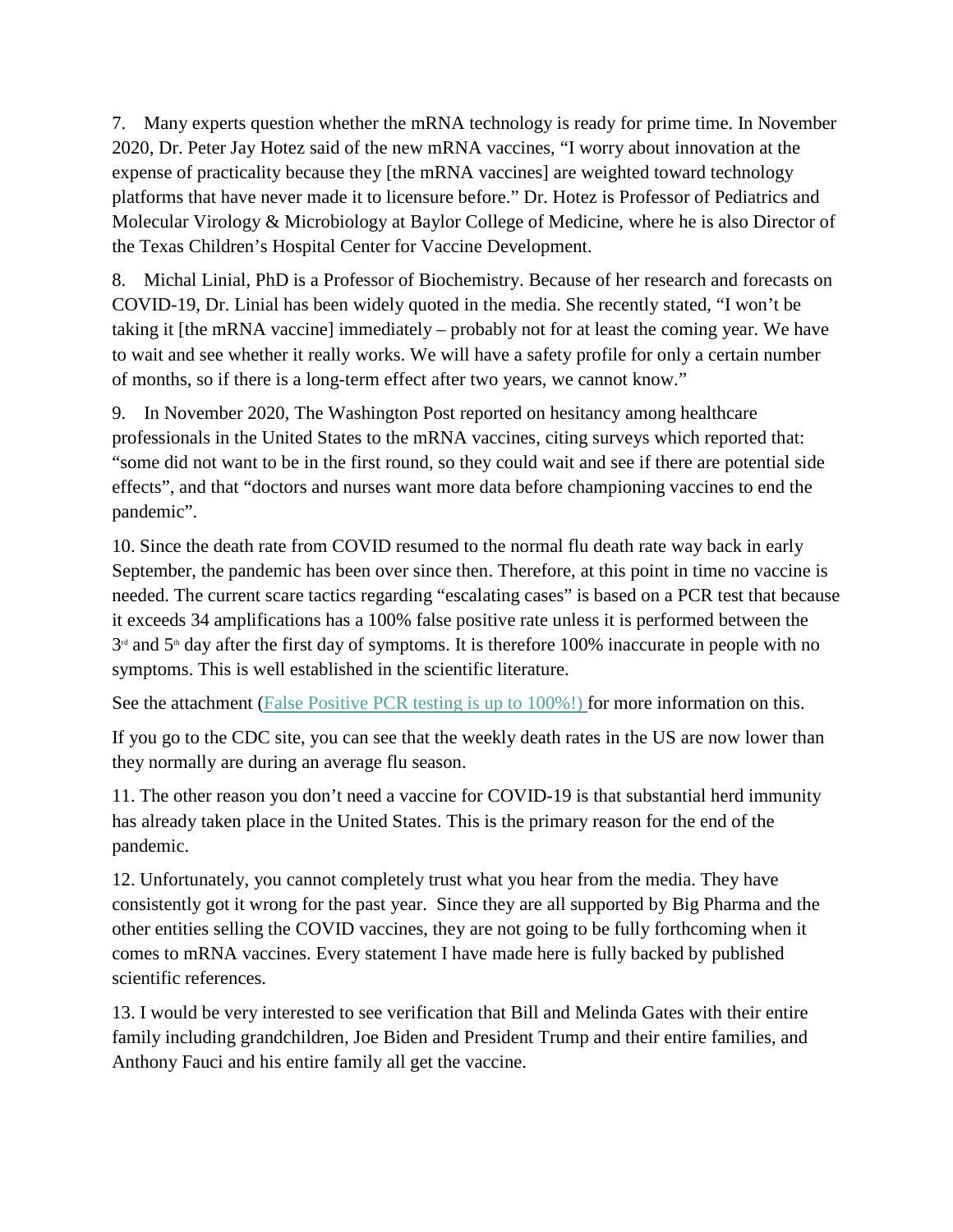7. Many experts question whether the mRNA technology is ready for prime time. In November 2020, Dr. Peter Jay Hotez said of the new mRNA vaccines, "I worry about innovation at the expense of practicality because they [the mRNA vaccines] are weighted toward technology platforms that have never made it to licensure before." Dr. Hotez is Professor of Pediatrics and Molecular Virology & Microbiology at Baylor College of Medicine, where he is also Director of the Texas Children's Hospital Center for Vaccine Development.

8. Michal Linial, PhD is a Professor of Biochemistry. Because of her research and forecasts on COVID-19, Dr. Linial has been widely quoted in the media. She recently stated, "I won't be taking it [the mRNA vaccine] immediately – probably not for at least the coming year. We have to wait and see whether it really works. We will have a safety profile for only a certain number of months, so if there is a long-term effect after two years, we cannot know."

9. In November 2020, The Washington Post reported on hesitancy among healthcare professionals in the United States to the mRNA vaccines, citing surveys which reported that: "some did not want to be in the first round, so they could wait and see if there are potential side effects", and that "doctors and nurses want more data before championing vaccines to end the pandemic".

10. Since the death rate from COVID resumed to the normal flu death rate way back in early September, the pandemic has been over since then. Therefore, at this point in time no vaccine is needed. The current scare tactics regarding "escalating cases" is based on a PCR test that because it exceeds 34 amplifications has a 100% false positive rate unless it is performed between the 3rd and 5th day after the first day of symptoms. It is therefore 100% inaccurate in people with no symptoms. This is well established in the scientific literature.

See the attachment (False Positive PCR testing is up to 100%!) for more information on this.

If you go to the CDC site, you can see that the weekly death rates in the US are now lower than they normally are during an average flu season.

11. The other reason you don't need a vaccine for COVID-19 is that substantial herd immunity has already taken place in the United States. This is the primary reason for the end of the pandemic.

12. Unfortunately, you cannot completely trust what you hear from the media. They have consistently got it wrong for the past year. Since they are all supported by Big Pharma and the other entities selling the COVID vaccines, they are not going to be fully forthcoming when it comes to mRNA vaccines. Every statement I have made here is fully backed by published scientific references.

13. I would be very interested to see verification that Bill and Melinda Gates with their entire family including grandchildren, Joe Biden and President Trump and their entire families, and Anthony Fauci and his entire family all get the vaccine.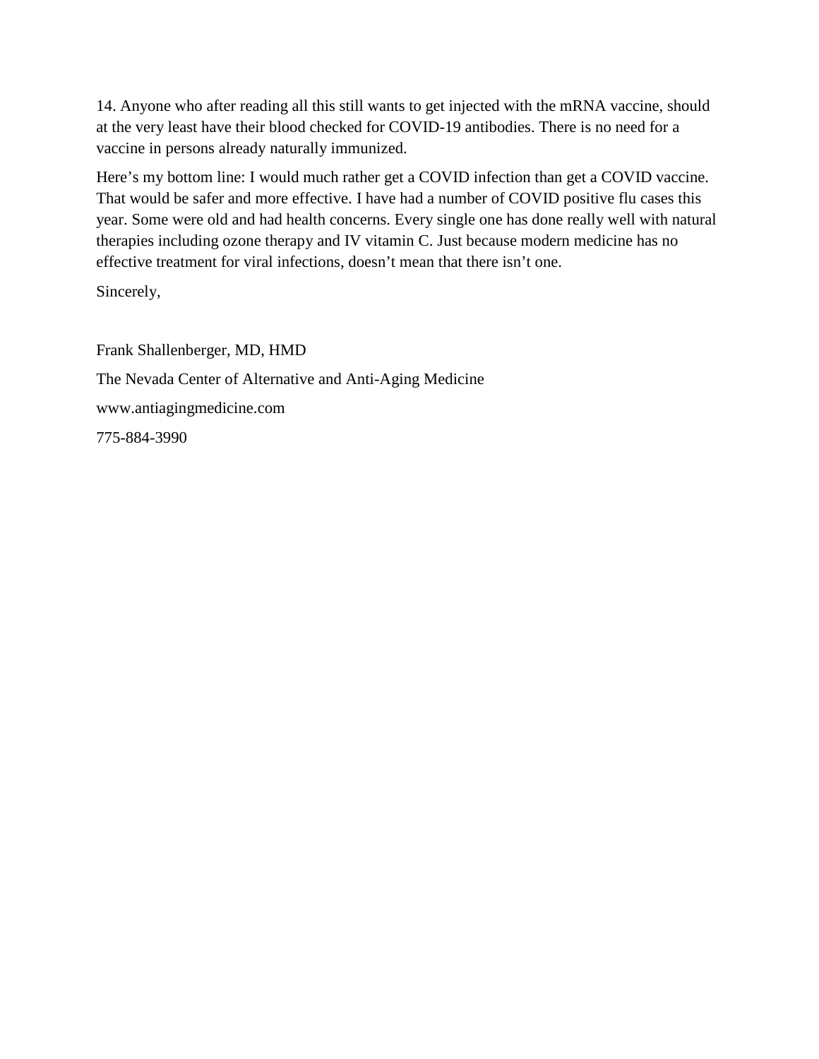14. Anyone who after reading all this still wants to get injected with the mRNA vaccine, should at the very least have their blood checked for COVID-19 antibodies. There is no need for a vaccine in persons already naturally immunized.

Here's my bottom line: I would much rather get a COVID infection than get a COVID vaccine. That would be safer and more effective. I have had a number of COVID positive flu cases this year. Some were old and had health concerns. Every single one has done really well with natural therapies including ozone therapy and IV vitamin C. Just because modern medicine has no effective treatment for viral infections, doesn't mean that there isn't one.

Sincerely,

Frank Shallenberger, MD, HMD

The Nevada Center of Alternative and Anti-Aging Medicine

www.antiagingmedicine.com

775-884-3990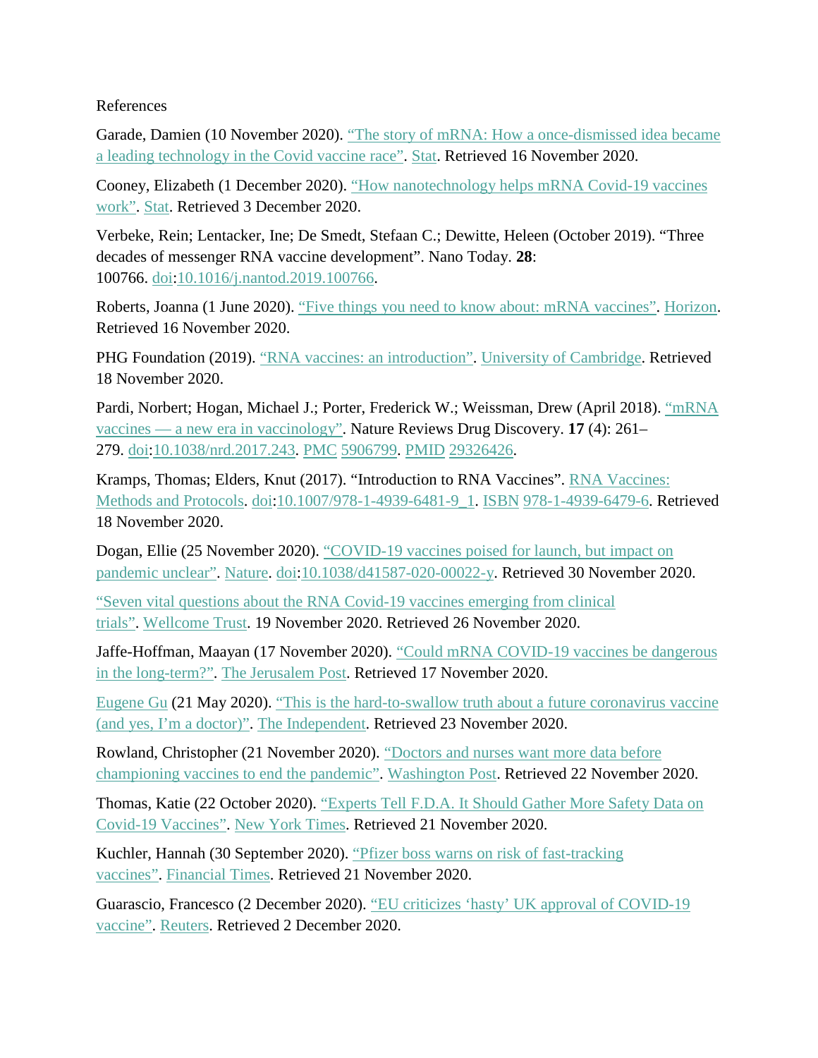References

Garade, Damien (10 November 2020). "The story of mRNA: How a once-dismissed idea became a leading technology in the Covid vaccine race". Stat. Retrieved 16 November 2020.

Cooney, Elizabeth (1 December 2020). "How nanotechnology helps mRNA Covid-19 vaccines work". Stat. Retrieved 3 December 2020.

Verbeke, Rein; Lentacker, Ine; De Smedt, Stefaan C.; Dewitte, Heleen (October 2019). "Three decades of messenger RNA vaccine development". Nano Today. **28**: 100766. doi:10.1016/j.nantod.2019.100766.

Roberts, Joanna (1 June 2020). "Five things you need to know about: mRNA vaccines". Horizon. Retrieved 16 November 2020.

PHG Foundation (2019). "RNA vaccines: an introduction". University of Cambridge. Retrieved 18 November 2020.

Pardi, Norbert; Hogan, Michael J.; Porter, Frederick W.; Weissman, Drew (April 2018). "mRNA vaccines — a new era in vaccinology". Nature Reviews Drug Discovery. **17** (4): 261–279. doi:10.1038/nrd.2017.243. PMC 5906799. PMID 29326426.

Kramps, Thomas; Elders, Knut (2017). "Introduction to RNA Vaccines". RNA Vaccines: Methods and Protocols. doi:10.1007/978-1-4939-6481-9_1. ISBN 978-1-4939-6479-6. Retrieved 18 November 2020.

Dogan, Ellie (25 November 2020). "COVID-19 vaccines poised for launch, but impact on pandemic unclear". Nature. doi:10.1038/d41587-020-00022-y. Retrieved 30 November 2020.

"Seven vital questions about the RNA Covid-19 vaccines emerging from clinical trials". Wellcome Trust. 19 November 2020. Retrieved 26 November 2020.

Jaffe-Hoffman, Maayan (17 November 2020). "Could mRNA COVID-19 vaccines be dangerous in the long-term?". The Jerusalem Post. Retrieved 17 November 2020.

Eugene Gu (21 May 2020). "This is the hard-to-swallow truth about a future coronavirus vaccine (and yes, I'm a doctor)". The Independent. Retrieved 23 November 2020.

Rowland, Christopher (21 November 2020). "Doctors and nurses want more data before championing vaccines to end the pandemic". Washington Post. Retrieved 22 November 2020.

Thomas, Katie (22 October 2020). "Experts Tell F.D.A. It Should Gather More Safety Data on Covid-19 Vaccines". New York Times. Retrieved 21 November 2020.

Kuchler, Hannah (30 September 2020). "Pfizer boss warns on risk of fast-tracking vaccines". Financial Times. Retrieved 21 November 2020.

Guarascio, Francesco (2 December 2020). "EU criticizes 'hasty' UK approval of COVID-19 vaccine". Reuters. Retrieved 2 December 2020.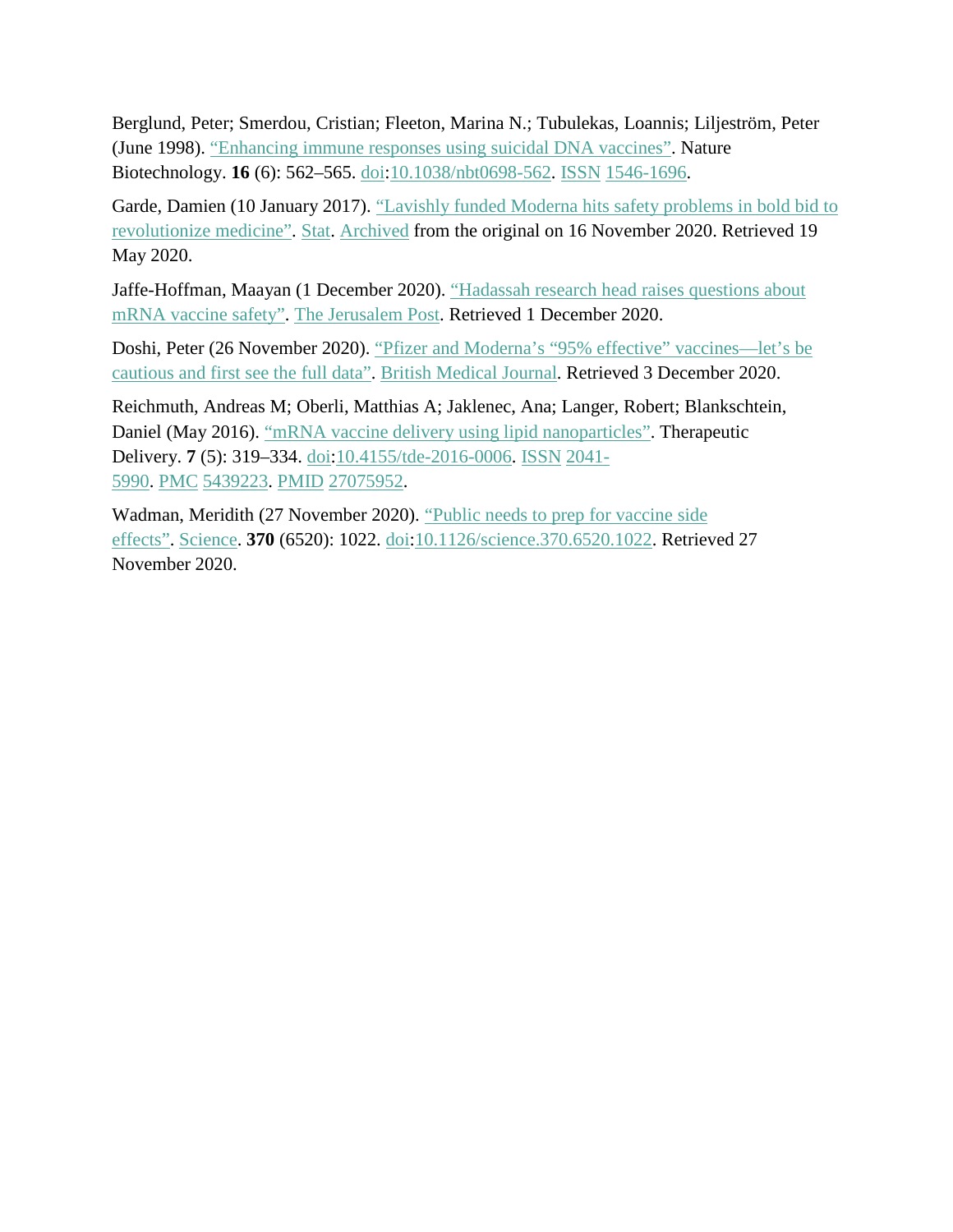Berglund, Peter; Smerdou, Cristian; Fleeton, Marina N.; Tubulekas, Loannis; Liljeström, Peter (June 1998). "Enhancing immune responses using suicidal DNA vaccines". Nature Biotechnology. **16** (6): 562–565. doi:10.1038/nbt0698-562. ISSN 1546-1696.

Garde, Damien (10 January 2017). "Lavishly funded Moderna hits safety problems in bold bid to revolutionize medicine". Stat. Archived from the original on 16 November 2020. Retrieved 19 May 2020.

Jaffe-Hoffman, Maayan (1 December 2020). "Hadassah research head raises questions about mRNA vaccine safety". The Jerusalem Post. Retrieved 1 December 2020.

Doshi, Peter (26 November 2020). "Pfizer and Moderna's "95% effective" vaccines—let's be cautious and first see the full data". British Medical Journal. Retrieved 3 December 2020.

Reichmuth, Andreas M; Oberli, Matthias A; Jaklenec, Ana; Langer, Robert; Blankschtein, Daniel (May 2016). "mRNA vaccine delivery using lipid nanoparticles". Therapeutic Delivery. **7** (5): 319–334. doi:10.4155/tde-2016-0006. ISSN 2041-5990. PMC 5439223. PMID 27075952.

Wadman, Meridith (27 November 2020). "Public needs to prep for vaccine side effects". Science. **370** (6520): 1022. doi:10.1126/science.370.6520.1022. Retrieved 27 November 2020.